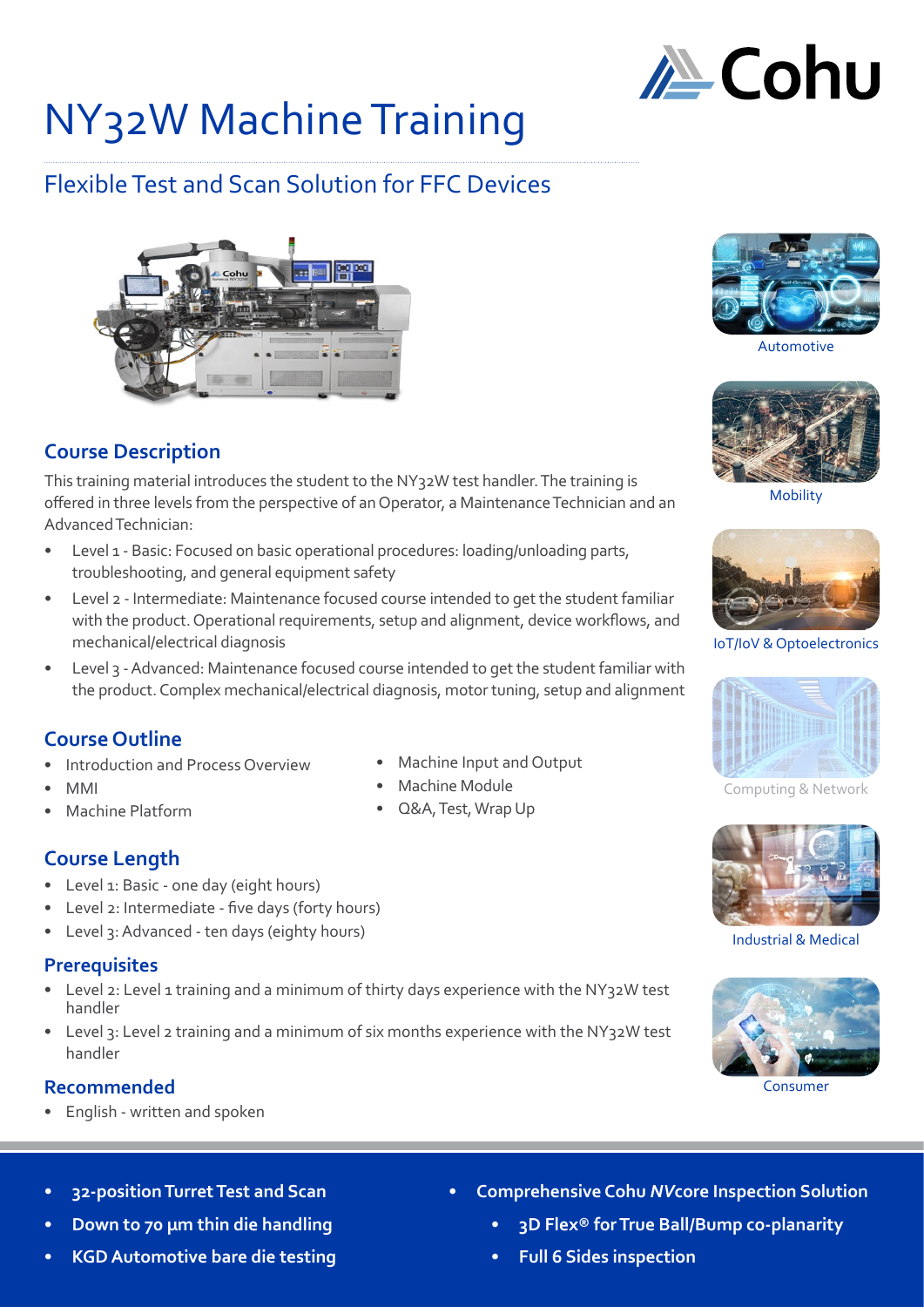# NY32W Machine Training

## Flexible Test and Scan Solution for FFC Devices

Automotive

Mobility

IoT/IoV & Optoelectronics

Computing & Network

Industrial & Medical

Consumer

### Course Description

This training material introduces the student to the NY32W test handler. The training is offered in three levels from the perspective of an Operator, a Maintenance Technician and an Advanced Technician:

- Level 1 - Basic: Focused on basic operational procedures: loading/unloading parts, troubleshooting, and general equipment safety
- Level 2 - Intermediate: Maintenance focused course intended to get the student familiar with the product. Operational requirements, setup and alignment, device workflows, and mechanical/electrical diagnosis
- Level 3 - Advanced: Maintenance focused course intended to get the student familiar with the product. Complex mechanical/electrical diagnosis, motor tuning, setup and alignment

### Course Outline

- Introduction and Process Overview
- MMI
- Machine Platform
- Machine Input and Output
- Machine Module
- Q&A, Test, Wrap Up

### Course Length

- Level 1: Basic - one day (eight hours)
- Level 2: Intermediate - five days (forty hours)
- Level 3: Advanced - ten days (eighty hours)

### Prerequisites

- Level 2: Level 1 training and a minimum of thirty days experience with the NY32W test handler
- Level 3: Level 2 training and a minimum of six months experience with the NY32W test handler

### Recommended

- English - written and spoken

---

- **32-position Turret Test and Scan**
- **Down to 70 μm thin die handling**
- **KGD Automotive bare die testing**
- **Comprehensive Cohu *NV*core Inspection Solution**
  - **3D Flex® for True Ball/Bump co-planarity**
  - **Full 6 Sides inspection**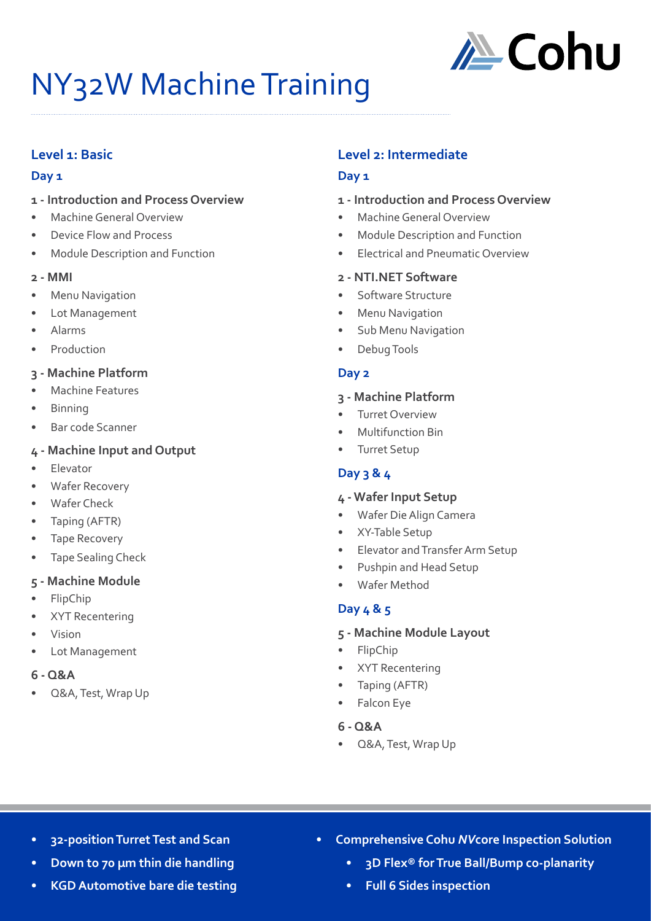# NY32W Machine Training

## Level 1: Basic

### Day 1

#### 1 - Introduction and Process Overview

- Machine General Overview
- Device Flow and Process
- Module Description and Function

#### 2 - MMI

- Menu Navigation
- Lot Management
- Alarms
- Production

#### 3 - Machine Platform

- Machine Features
- Binning
- Bar code Scanner

#### 4 - Machine Input and Output

- Elevator
- Wafer Recovery
- Wafer Check
- Taping (AFTR)
- Tape Recovery
- Tape Sealing Check

#### 5 - Machine Module

- FlipChip
- XYT Recentering
- Vision
- Lot Management

#### 6 - Q&A

- Q&A, Test, Wrap Up

## Level 2: Intermediate

### Day 1

#### 1 - Introduction and Process Overview

- Machine General Overview
- Module Description and Function
- Electrical and Pneumatic Overview

#### 2 - NTI.NET Software

- Software Structure
- Menu Navigation
- Sub Menu Navigation
- Debug Tools

### Day 2

#### 3 - Machine Platform

- Turret Overview
- Multifunction Bin
- Turret Setup

### Day 3 & 4

#### 4 - Wafer Input Setup

- Wafer Die Align Camera
- XY-Table Setup
- Elevator and Transfer Arm Setup
- Pushpin and Head Setup
- Wafer Method

### Day 4 & 5

#### 5 - Machine Module Layout

- FlipChip
- XYT Recentering
- Taping (AFTR)
- Falcon Eye

#### 6 - Q&A

- Q&A, Test, Wrap Up

---

- **32-position Turret Test and Scan**
- **Down to 70 µm thin die handling**
- **KGD Automotive bare die testing**
- **Comprehensive Cohu *NV*core Inspection Solution**
  - **3D Flex® for True Ball/Bump co-planarity**
  - **Full 6 Sides inspection**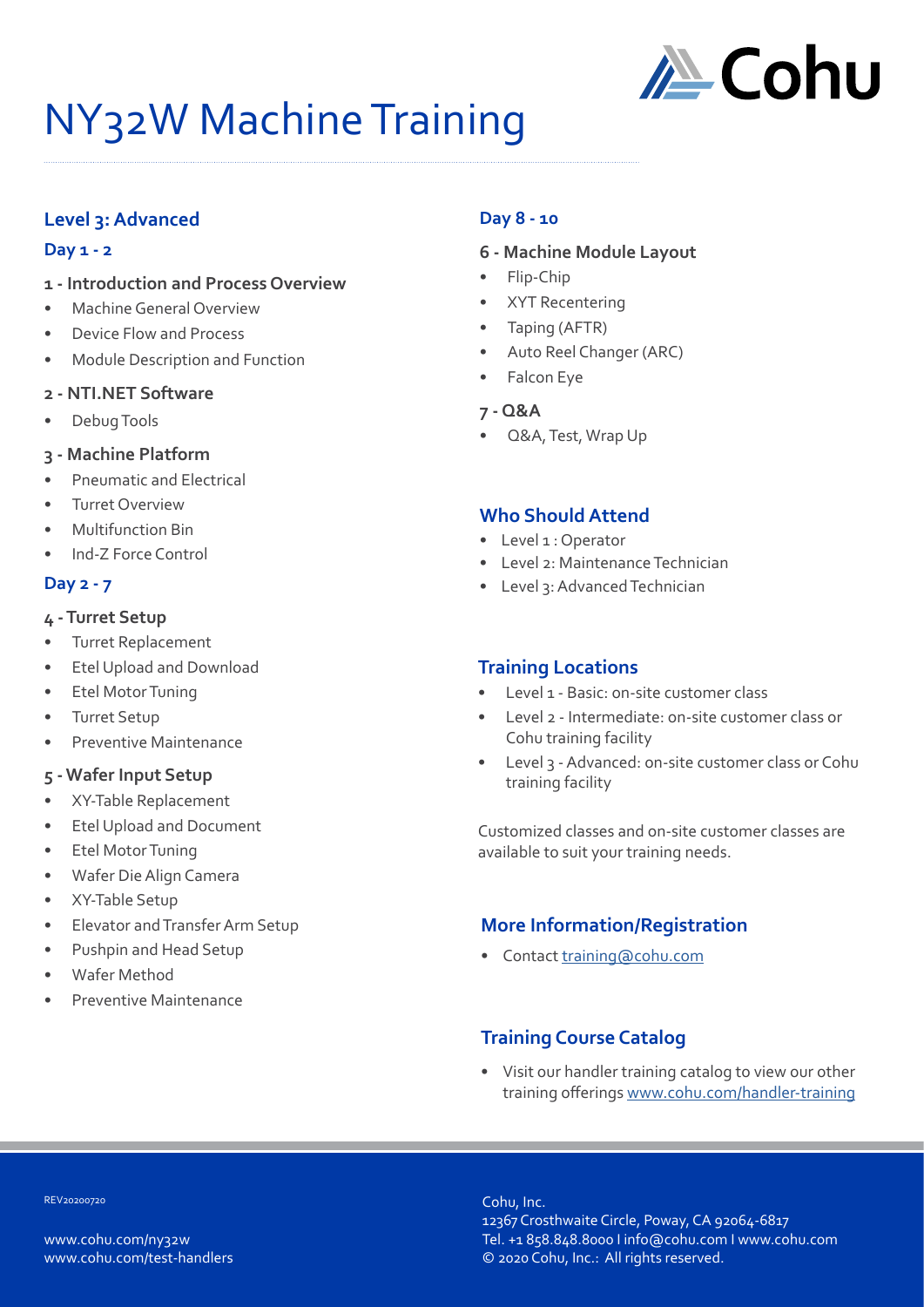# NY32W Machine Training

## Level 3: Advanced

### Day 1 - 2

**1 - Introduction and Process Overview**

- Machine General Overview
- Device Flow and Process
- Module Description and Function

**2 - NTI.NET Software**

- Debug Tools

**3 - Machine Platform**

- Pneumatic and Electrical
- Turret Overview
- Multifunction Bin
- Ind-Z Force Control

### Day 2 - 7

**4 - Turret Setup**

- Turret Replacement
- Etel Upload and Download
- Etel Motor Tuning
- Turret Setup
- Preventive Maintenance

**5 - Wafer Input Setup**

- XY-Table Replacement
- Etel Upload and Document
- Etel Motor Tuning
- Wafer Die Align Camera
- XY-Table Setup
- Elevator and Transfer Arm Setup
- Pushpin and Head Setup
- Wafer Method
- Preventive Maintenance

### Day 8 - 10

**6 - Machine Module Layout**

- Flip-Chip
- XYT Recentering
- Taping (AFTR)
- Auto Reel Changer (ARC)
- Falcon Eye

**7 - Q&A**

- Q&A, Test, Wrap Up

## Who Should Attend

- Level 1 : Operator
- Level 2: Maintenance Technician
- Level 3: Advanced Technician

## Training Locations

- Level 1 - Basic: on-site customer class
- Level 2 - Intermediate: on-site customer class or Cohu training facility
- Level 3 - Advanced: on-site customer class or Cohu training facility

Customized classes and on-site customer classes are available to suit your training needs.

## More Information/Registration

- Contact training@cohu.com

## Training Course Catalog

- Visit our handler training catalog to view our other training offerings www.cohu.com/handler-training

REV20200720

www.cohu.com/ny32w
www.cohu.com/test-handlers

Cohu, Inc.
12367 Crosthwaite Circle, Poway, CA 92064-6817
Tel. +1 858.848.8000 I info@cohu.com I www.cohu.com
© 2020 Cohu, Inc.: All rights reserved.